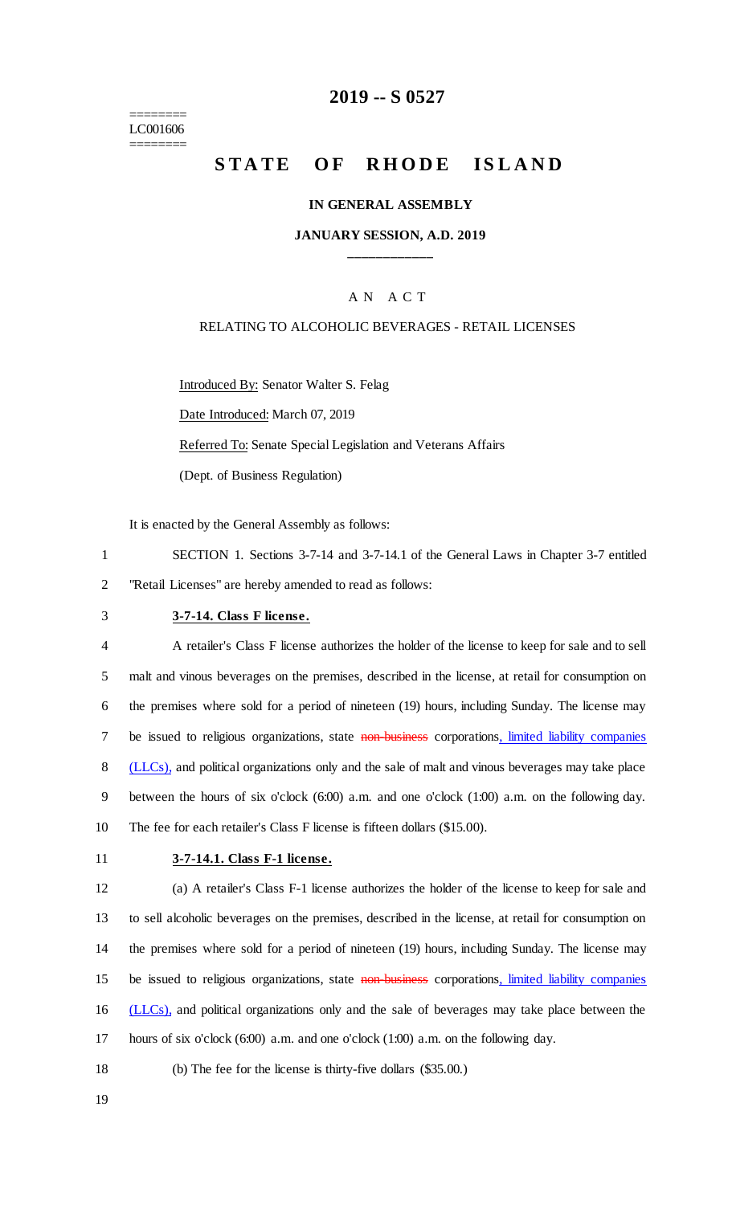# 2019 -- S 0527

========
LC001606
========

## STATE OF RHODE ISLAND

### IN GENERAL ASSEMBLY

### JANUARY SESSION, A.D. 2019

---

A N A C T

RELATING TO ALCOHOLIC BEVERAGES - RETAIL LICENSES

Introduced By: Senator Walter S. Felag

Date Introduced: March 07, 2019

Referred To: Senate Special Legislation and Veterans Affairs

(Dept. of Business Regulation)

It is enacted by the General Assembly as follows:

1 SECTION 1. Sections 3-7-14 and 3-7-14.1 of the General Laws in Chapter 3-7 entitled
2 "Retail Licenses" are hereby amended to read as follows:

3 **3-7-14. Class F license.**

4 A retailer's Class F license authorizes the holder of the license to keep for sale and to sell
5 malt and vinous beverages on the premises, described in the license, at retail for consumption on
6 the premises where sold for a period of nineteen (19) hours, including Sunday. The license may
7 be issued to religious organizations, state ~~non-business~~ corporations, limited liability companies
8 (LLCs), and political organizations only and the sale of malt and vinous beverages may take place
9 between the hours of six o'clock (6:00) a.m. and one o'clock (1:00) a.m. on the following day.
10 The fee for each retailer's Class F license is fifteen dollars ($15.00).

11 **3-7-14.1. Class F-1 license.**

12 (a) A retailer's Class F-1 license authorizes the holder of the license to keep for sale and
13 to sell alcoholic beverages on the premises, described in the license, at retail for consumption on
14 the premises where sold for a period of nineteen (19) hours, including Sunday. The license may
15 be issued to religious organizations, state ~~non-business~~ corporations, limited liability companies
16 (LLCs), and political organizations only and the sale of beverages may take place between the
17 hours of six o'clock (6:00) a.m. and one o'clock (1:00) a.m. on the following day.

18 (b) The fee for the license is thirty-five dollars ($35.00.)

19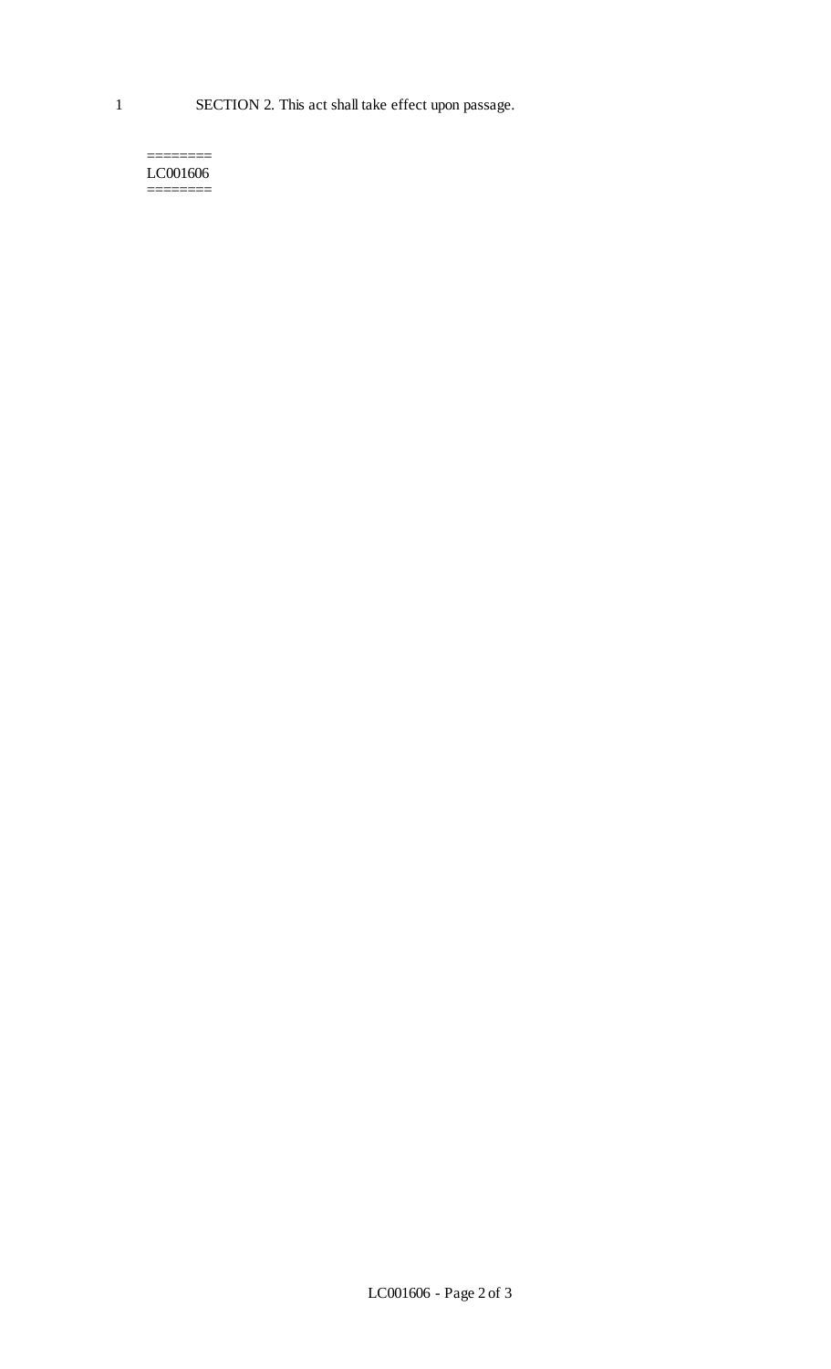1 SECTION 2. This act shall take effect upon passage.

========
LC001606
========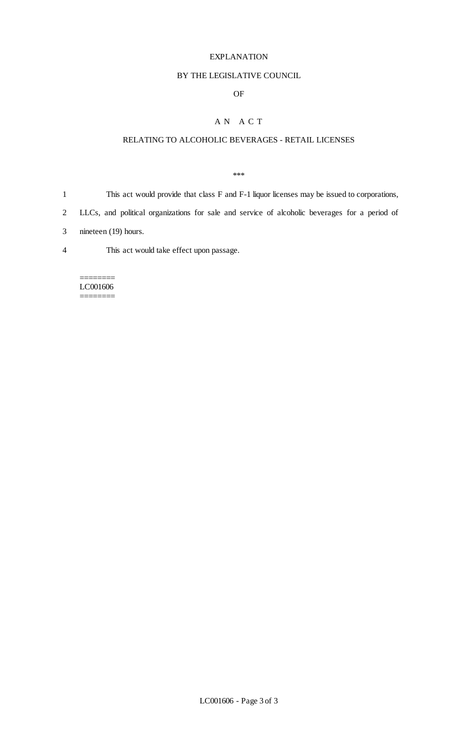EXPLANATION

BY THE LEGISLATIVE COUNCIL

OF

A N A C T

RELATING TO ALCOHOLIC BEVERAGES - RETAIL LICENSES

\*\*\*

1 This act would provide that class F and F-1 liquor licenses may be issued to corporations,
2 LLCs, and political organizations for sale and service of alcoholic beverages for a period of
3 nineteen (19) hours.
4 This act would take effect upon passage.

========
LC001606
========